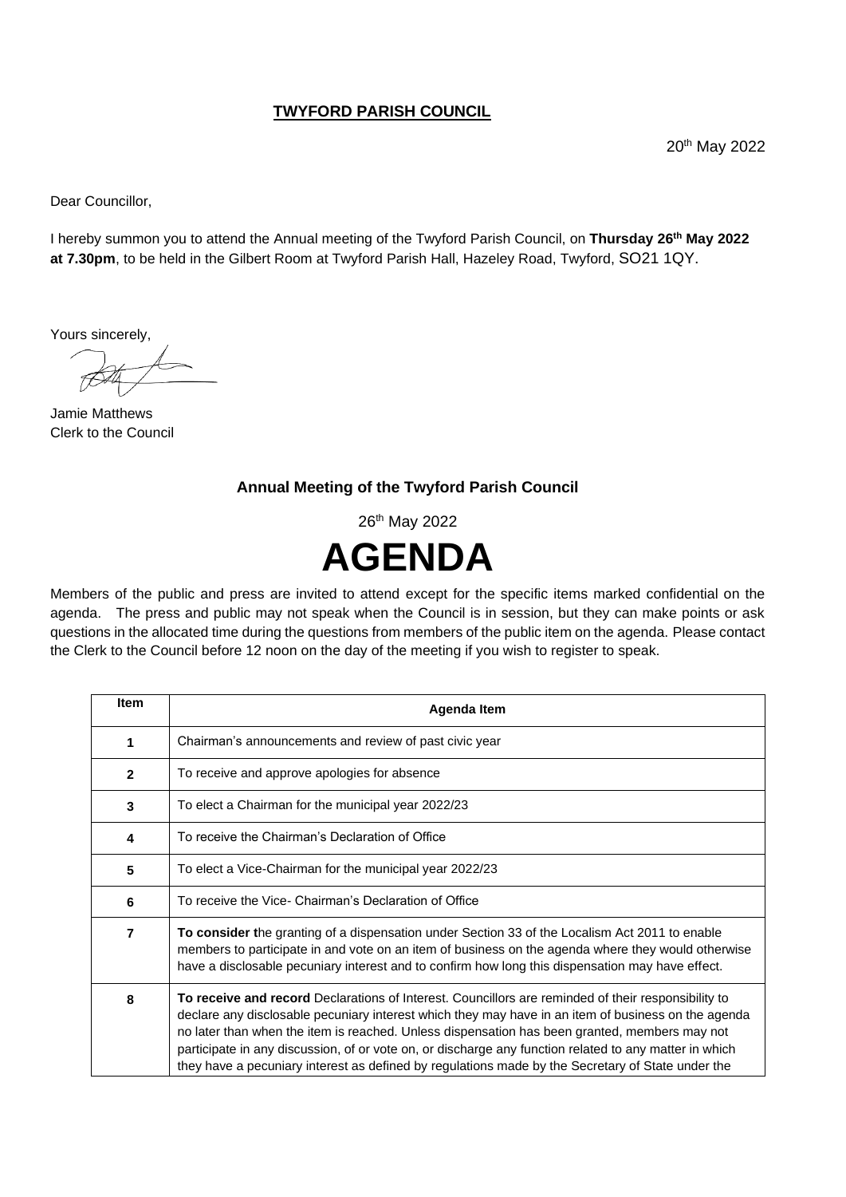**TWYFORD PARISH COUNCIL**

20th May 2022

Dear Councillor,

I hereby summon you to attend the Annual meeting of the Twyford Parish Council, on **Thursday 26th May 2022 at 7.30pm**, to be held in the Gilbert Room at Twyford Parish Hall, Hazeley Road, Twyford, SO21 1QY.

Yours sincerely,

Jamie Matthews
Clerk to the Council

### Annual Meeting of the Twyford Parish Council

26th May 2022

# AGENDA

Members of the public and press are invited to attend except for the specific items marked confidential on the agenda. The press and public may not speak when the Council is in session, but they can make points or ask questions in the allocated time during the questions from members of the public item on the agenda. Please contact the Clerk to the Council before 12 noon on the day of the meeting if you wish to register to speak.

| Item | Agenda Item |
|---|---|
| 1 | Chairman's announcements and review of past civic year |
| 2 | To receive and approve apologies for absence |
| 3 | To elect a Chairman for the municipal year 2022/23 |
| 4 | To receive the Chairman's Declaration of Office |
| 5 | To elect a Vice-Chairman for the municipal year 2022/23 |
| 6 | To receive the Vice- Chairman's Declaration of Office |
| 7 | **To consider t**he granting of a dispensation under Section 33 of the Localism Act 2011 to enable members to participate in and vote on an item of business on the agenda where they would otherwise have a disclosable pecuniary interest and to confirm how long this dispensation may have effect. |
| 8 | **To receive and record** Declarations of Interest. Councillors are reminded of their responsibility to declare any disclosable pecuniary interest which they may have in an item of business on the agenda no later than when the item is reached. Unless dispensation has been granted, members may not participate in any discussion, of or vote on, or discharge any function related to any matter in which they have a pecuniary interest as defined by regulations made by the Secretary of State under the |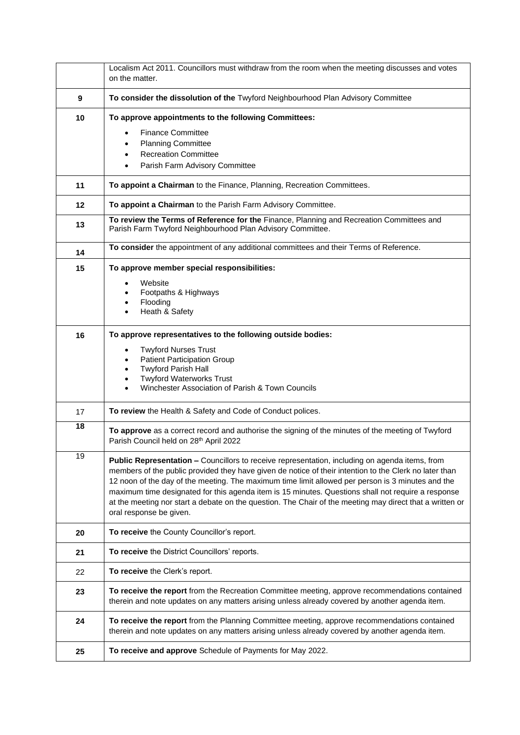| | |
|---|---|
| | Localism Act 2011. Councillors must withdraw from the room when the meeting discusses and votes on the matter. |
| **9** | **To consider the dissolution of the** Twyford Neighbourhood Plan Advisory Committee |
| **10** | **To approve appointments to the following Committees:**<br>• Finance Committee<br>• Planning Committee<br>• Recreation Committee<br>• Parish Farm Advisory Committee |
| **11** | **To appoint a Chairman** to the Finance, Planning, Recreation Committees. |
| **12** | **To appoint a Chairman** to the Parish Farm Advisory Committee. |
| **13** | **To review the Terms of Reference for the** Finance, Planning and Recreation Committees and Parish Farm Twyford Neighbourhood Plan Advisory Committee. |
| **14** | **To consider** the appointment of any additional committees and their Terms of Reference. |
| **15** | **To approve member special responsibilities:**<br>• Website<br>• Footpaths & Highways<br>• Flooding<br>• Heath & Safety |
| **16** | **To approve representatives to the following outside bodies:**<br>• Twyford Nurses Trust<br>• Patient Participation Group<br>• Twyford Parish Hall<br>• Twyford Waterworks Trust<br>• Winchester Association of Parish & Town Councils |
| 17 | **To review** the Health & Safety and Code of Conduct polices. |
| **18** | **To approve** as a correct record and authorise the signing of the minutes of the meeting of Twyford Parish Council held on 28th April 2022 |
| 19 | **Public Representation –** Councillors to receive representation, including on agenda items, from members of the public provided they have given de notice of their intention to the Clerk no later than 12 noon of the day of the meeting. The maximum time limit allowed per person is 3 minutes and the maximum time designated for this agenda item is 15 minutes. Questions shall not require a response at the meeting nor start a debate on the question. The Chair of the meeting may direct that a written or oral response be given. |
| **20** | **To receive** the County Councillor's report. |
| **21** | **To receive** the District Councillors' reports. |
| 22 | **To receive** the Clerk's report. |
| **23** | **To receive the report** from the Recreation Committee meeting, approve recommendations contained therein and note updates on any matters arising unless already covered by another agenda item. |
| **24** | **To receive the report** from the Planning Committee meeting, approve recommendations contained therein and note updates on any matters arising unless already covered by another agenda item. |
| **25** | **To receive and approve** Schedule of Payments for May 2022. |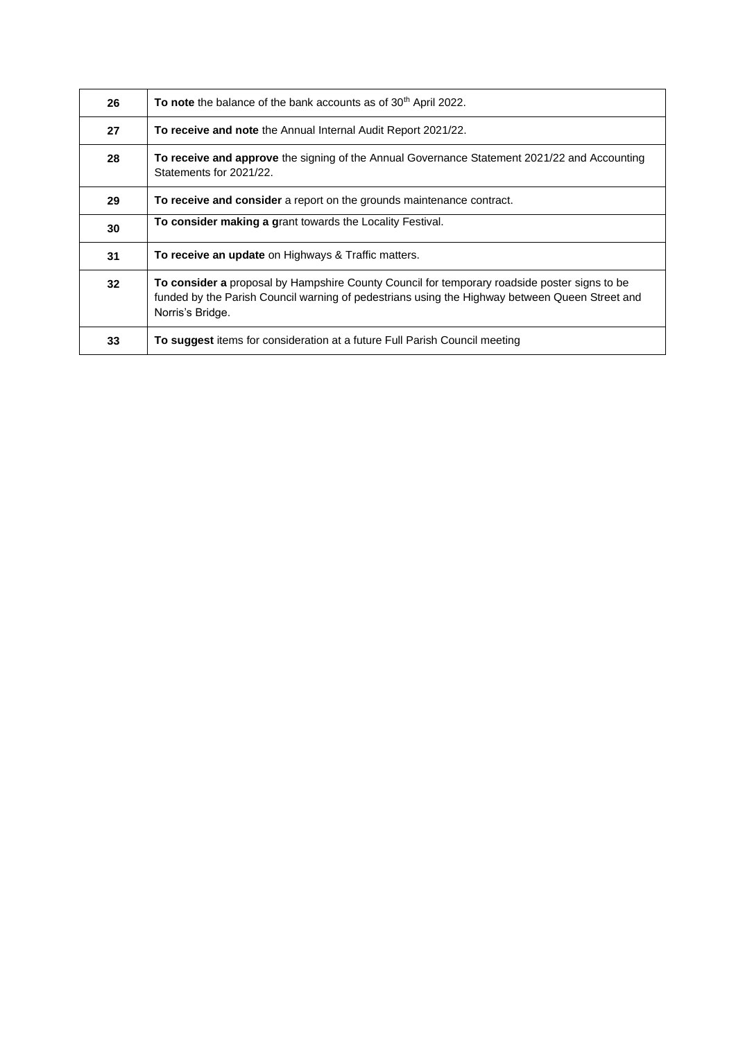| | |
|---|---|
| **26** | **To note** the balance of the bank accounts as of 30th April 2022. |
| **27** | **To receive and note** the Annual Internal Audit Report 2021/22. |
| **28** | **To receive and approve** the signing of the Annual Governance Statement 2021/22 and Accounting Statements for 2021/22. |
| **29** | **To receive and consider** a report on the grounds maintenance contract. |
| **30** | **To consider making a g**rant towards the Locality Festival. |
| **31** | **To receive an update** on Highways & Traffic matters. |
| **32** | **To consider a** proposal by Hampshire County Council for temporary roadside poster signs to be funded by the Parish Council warning of pedestrians using the Highway between Queen Street and Norris's Bridge. |
| **33** | **To suggest** items for consideration at a future Full Parish Council meeting |